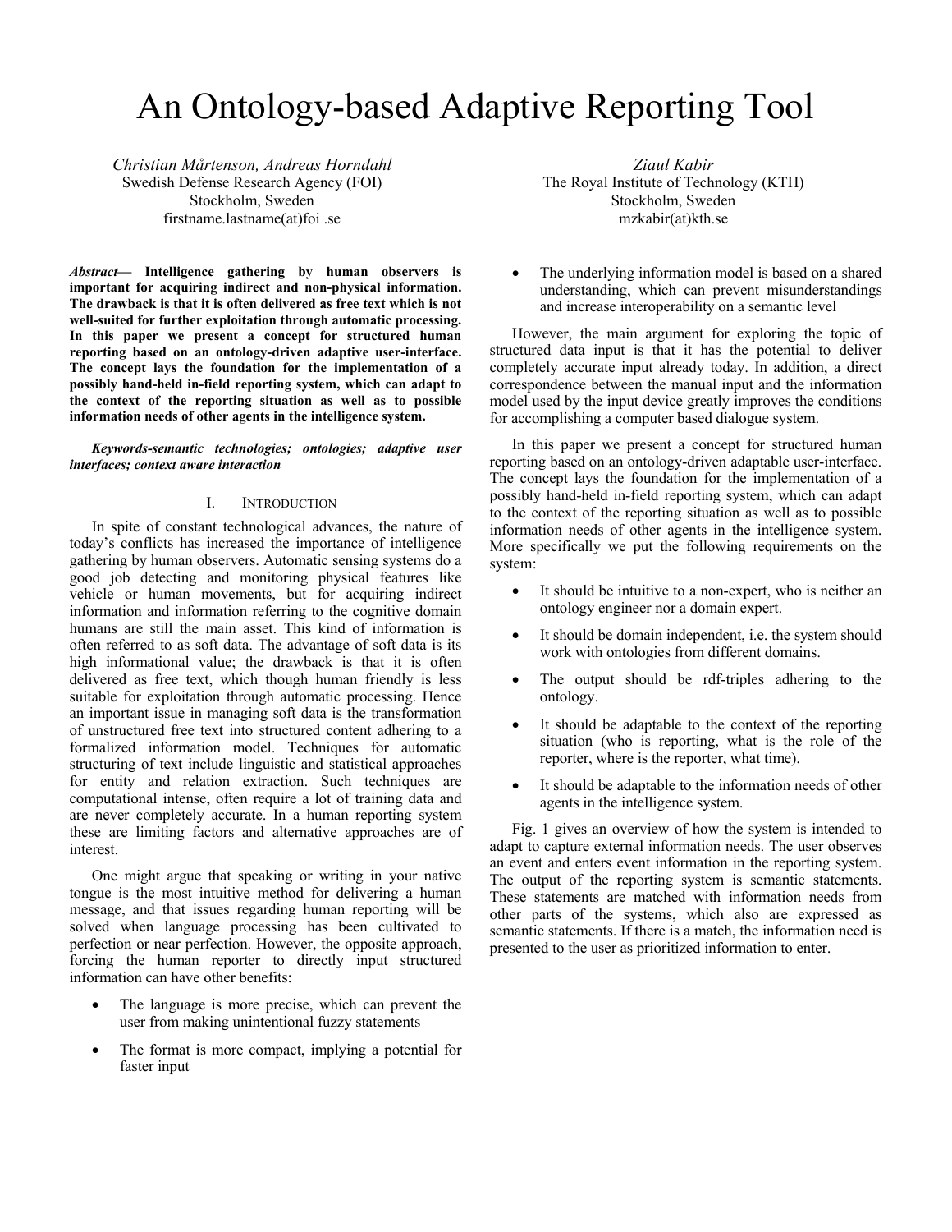# An Ontology-based Adaptive Reporting Tool

*Christian Mårtenson, Andreas Horndahl*
Swedish Defense Research Agency (FOI)
Stockholm, Sweden
firstname.lastname(at)foi .se

*Ziaul Kabir*
The Royal Institute of Technology (KTH)
Stockholm, Sweden
mzkabir(at)kth.se

***Abstract*— Intelligence gathering by human observers is important for acquiring indirect and non-physical information. The drawback is that it is often delivered as free text which is not well-suited for further exploitation through automatic processing. In this paper we present a concept for structured human reporting based on an ontology-driven adaptive user-interface. The concept lays the foundation for the implementation of a possibly hand-held in-field reporting system, which can adapt to the context of the reporting situation as well as to possible information needs of other agents in the intelligence system.**

***Keywords-semantic technologies; ontologies; adaptive user interfaces; context aware interaction***

## I. Introduction

In spite of constant technological advances, the nature of today's conflicts has increased the importance of intelligence gathering by human observers. Automatic sensing systems do a good job detecting and monitoring physical features like vehicle or human movements, but for acquiring indirect information and information referring to the cognitive domain humans are still the main asset. This kind of information is often referred to as soft data. The advantage of soft data is its high informational value; the drawback is that it is often delivered as free text, which though human friendly is less suitable for exploitation through automatic processing. Hence an important issue in managing soft data is the transformation of unstructured free text into structured content adhering to a formalized information model. Techniques for automatic structuring of text include linguistic and statistical approaches for entity and relation extraction. Such techniques are computational intense, often require a lot of training data and are never completely accurate. In a human reporting system these are limiting factors and alternative approaches are of interest.

One might argue that speaking or writing in your native tongue is the most intuitive method for delivering a human message, and that issues regarding human reporting will be solved when language processing has been cultivated to perfection or near perfection. However, the opposite approach, forcing the human reporter to directly input structured information can have other benefits:

- The language is more precise, which can prevent the user from making unintentional fuzzy statements
- The format is more compact, implying a potential for faster input
- The underlying information model is based on a shared understanding, which can prevent misunderstandings and increase interoperability on a semantic level

However, the main argument for exploring the topic of structured data input is that it has the potential to deliver completely accurate input already today. In addition, a direct correspondence between the manual input and the information model used by the input device greatly improves the conditions for accomplishing a computer based dialogue system.

In this paper we present a concept for structured human reporting based on an ontology-driven adaptable user-interface. The concept lays the foundation for the implementation of a possibly hand-held in-field reporting system, which can adapt to the context of the reporting situation as well as to possible information needs of other agents in the intelligence system. More specifically we put the following requirements on the system:

- It should be intuitive to a non-expert, who is neither an ontology engineer nor a domain expert.
- It should be domain independent, i.e. the system should work with ontologies from different domains.
- The output should be rdf-triples adhering to the ontology.
- It should be adaptable to the context of the reporting situation (who is reporting, what is the role of the reporter, where is the reporter, what time).
- It should be adaptable to the information needs of other agents in the intelligence system.

Fig. 1 gives an overview of how the system is intended to adapt to capture external information needs. The user observes an event and enters event information in the reporting system. The output of the reporting system is semantic statements. These statements are matched with information needs from other parts of the systems, which also are expressed as semantic statements. If there is a match, the information need is presented to the user as prioritized information to enter.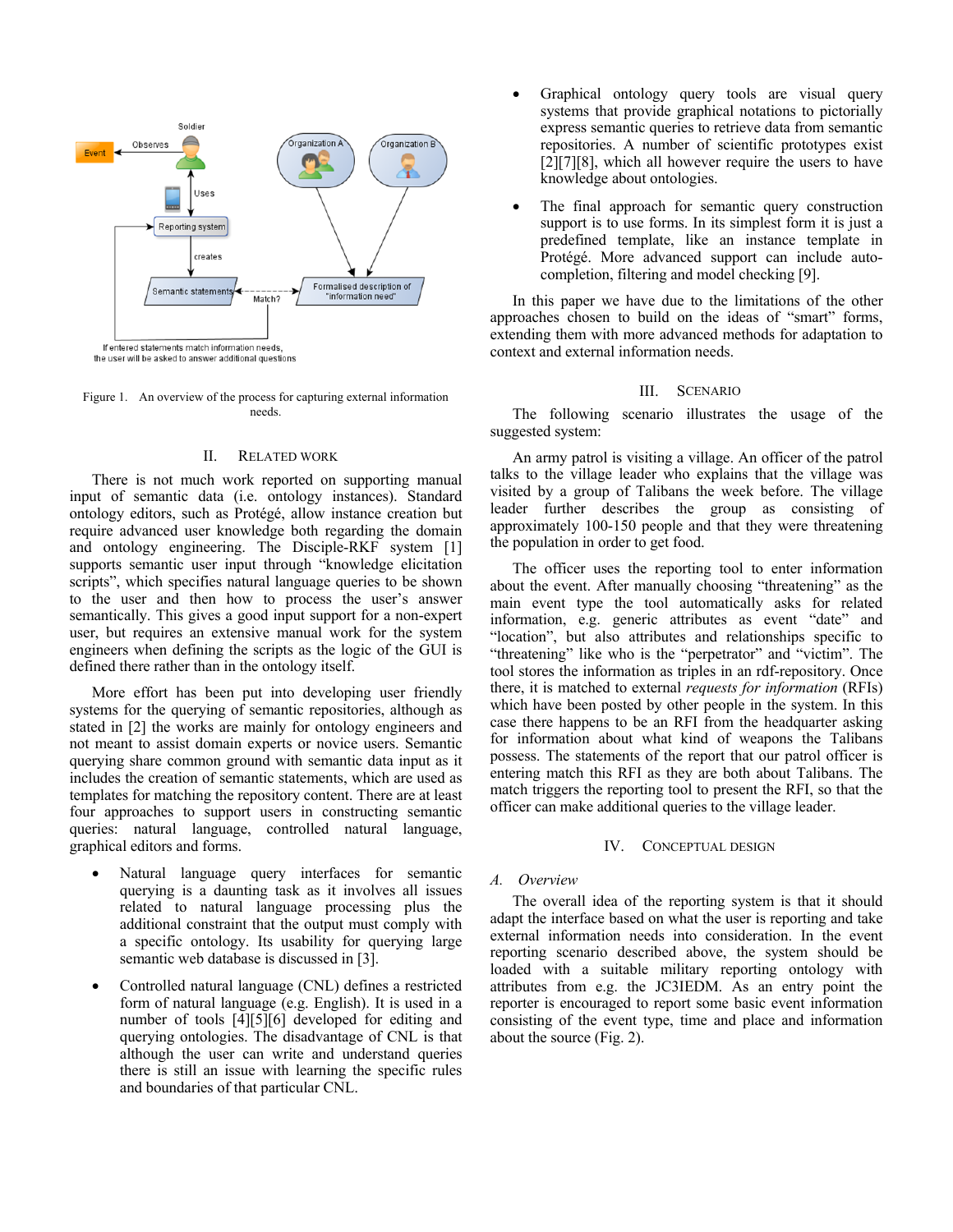Figure 1. An overview of the process for capturing external information needs.

## II. Related Work

There is not much work reported on supporting manual input of semantic data (i.e. ontology instances). Standard ontology editors, such as Protégé, allow instance creation but require advanced user knowledge both regarding the domain and ontology engineering. The Disciple-RKF system [1] supports semantic user input through "knowledge elicitation scripts", which specifies natural language queries to be shown to the user and then how to process the user's answer semantically. This gives a good input support for a non-expert user, but requires an extensive manual work for the system engineers when defining the scripts as the logic of the GUI is defined there rather than in the ontology itself.

More effort has been put into developing user friendly systems for the querying of semantic repositories, although as stated in [2] the works are mainly for ontology engineers and not meant to assist domain experts or novice users. Semantic querying share common ground with semantic data input as it includes the creation of semantic statements, which are used as templates for matching the repository content. There are at least four approaches to support users in constructing semantic queries: natural language, controlled natural language, graphical editors and forms.

- Natural language query interfaces for semantic querying is a daunting task as it involves all issues related to natural language processing plus the additional constraint that the output must comply with a specific ontology. Its usability for querying large semantic web database is discussed in [3].
- Controlled natural language (CNL) defines a restricted form of natural language (e.g. English). It is used in a number of tools [4][5][6] developed for editing and querying ontologies. The disadvantage of CNL is that although the user can write and understand queries there is still an issue with learning the specific rules and boundaries of that particular CNL.
- Graphical ontology query tools are visual query systems that provide graphical notations to pictorially express semantic queries to retrieve data from semantic repositories. A number of scientific prototypes exist [2][7][8], which all however require the users to have knowledge about ontologies.
- The final approach for semantic query construction support is to use forms. In its simplest form it is just a predefined template, like an instance template in Protégé. More advanced support can include auto-completion, filtering and model checking [9].

In this paper we have due to the limitations of the other approaches chosen to build on the ideas of "smart" forms, extending them with more advanced methods for adaptation to context and external information needs.

## III. Scenario

The following scenario illustrates the usage of the suggested system:

An army patrol is visiting a village. An officer of the patrol talks to the village leader who explains that the village was visited by a group of Talibans the week before. The village leader further describes the group as consisting of approximately 100-150 people and that they were threatening the population in order to get food.

The officer uses the reporting tool to enter information about the event. After manually choosing "threatening" as the main event type the tool automatically asks for related information, e.g. generic attributes as event "date" and "location", but also attributes and relationships specific to "threatening" like who is the "perpetrator" and "victim". The tool stores the information as triples in an rdf-repository. Once there, it is matched to external *requests for information* (RFIs) which have been posted by other people in the system. In this case there happens to be an RFI from the headquarter asking for information about what kind of weapons the Talibans possess. The statements of the report that our patrol officer is entering match this RFI as they are both about Talibans. The match triggers the reporting tool to present the RFI, so that the officer can make additional queries to the village leader.

## IV. Conceptual Design

### *A. Overview*

The overall idea of the reporting system is that it should adapt the interface based on what the user is reporting and take external information needs into consideration. In the event reporting scenario described above, the system should be loaded with a suitable military reporting ontology with attributes from e.g. the JC3IEDM. As an entry point the reporter is encouraged to report some basic event information consisting of the event type, time and place and information about the source (Fig. 2).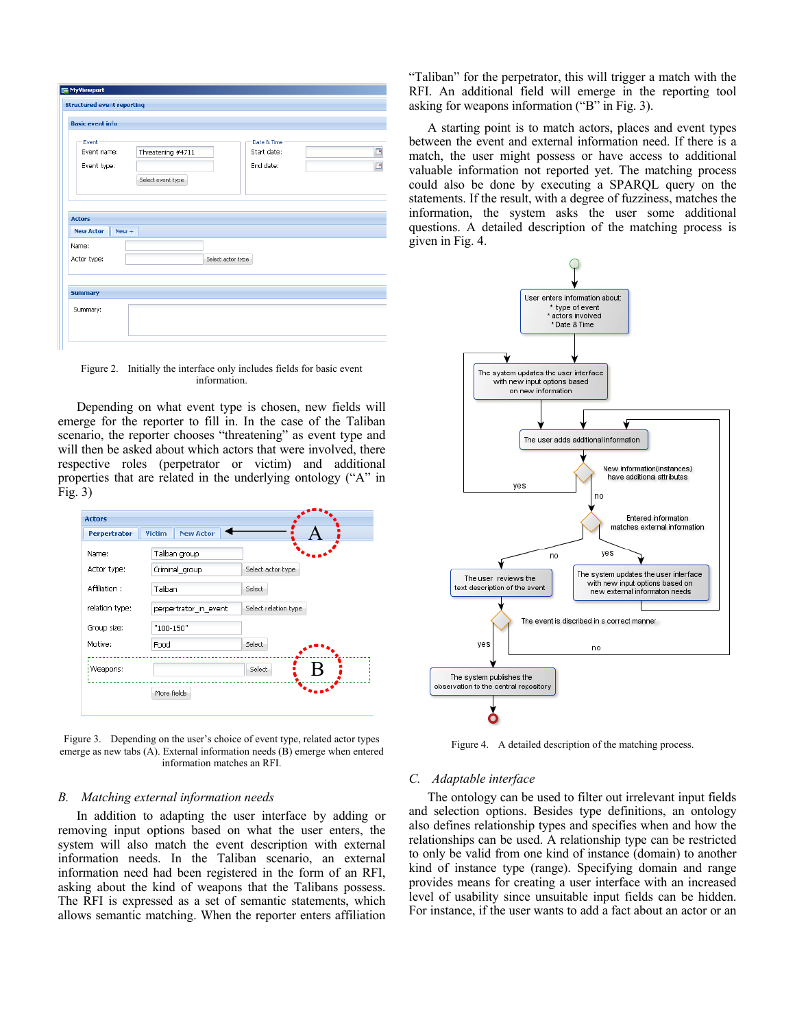Figure 2. Initially the interface only includes fields for basic event information.

Depending on what event type is chosen, new fields will emerge for the reporter to fill in. In the case of the Taliban scenario, the reporter chooses "threatening" as event type and will then be asked about which actors that were involved, there respective roles (perpetrator or victim) and additional properties that are related in the underlying ontology ("A" in Fig. 3)

Figure 3. Depending on the user's choice of event type, related actor types emerge as new tabs (A). External information needs (B) emerge when entered information matches an RFI.

### B. *Matching external information needs*

In addition to adapting the user interface by adding or removing input options based on what the user enters, the system will also match the event description with external information needs. In the Taliban scenario, an external information need had been registered in the form of an RFI, asking about the kind of weapons that the Talibans possess. The RFI is expressed as a set of semantic statements, which allows semantic matching. When the reporter enters affiliation "Taliban" for the perpetrator, this will trigger a match with the RFI. An additional field will emerge in the reporting tool asking for weapons information ("B" in Fig. 3).

A starting point is to match actors, places and event types between the event and external information need. If there is a match, the user might possess or have access to additional valuable information not reported yet. The matching process could also be done by executing a SPARQL query on the statements. If the result, with a degree of fuzziness, matches the information, the system asks the user some additional questions. A detailed description of the matching process is given in Fig. 4.

Figure 4. A detailed description of the matching process.

### C. *Adaptable interface*

The ontology can be used to filter out irrelevant input fields and selection options. Besides type definitions, an ontology also defines relationship types and specifies when and how the relationships can be used. A relationship type can be restricted to only be valid from one kind of instance (domain) to another kind of instance type (range). Specifying domain and range provides means for creating a user interface with an increased level of usability since unsuitable input fields can be hidden. For instance, if the user wants to add a fact about an actor or an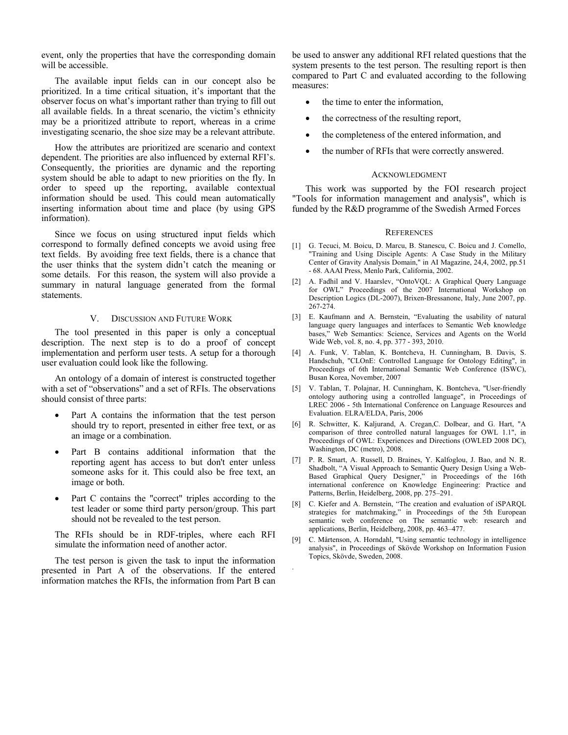event, only the properties that have the corresponding domain will be accessible.

The available input fields can in our concept also be prioritized. In a time critical situation, it's important that the observer focus on what's important rather than trying to fill out all available fields. In a threat scenario, the victim's ethnicity may be a prioritized attribute to report, whereas in a crime investigating scenario, the shoe size may be a relevant attribute.

How the attributes are prioritized are scenario and context dependent. The priorities are also influenced by external RFI's. Consequently, the priorities are dynamic and the reporting system should be able to adapt to new priorities on the fly. In order to speed up the reporting, available contextual information should be used. This could mean automatically inserting information about time and place (by using GPS information).

Since we focus on using structured input fields which correspond to formally defined concepts we avoid using free text fields. By avoiding free text fields, there is a chance that the user thinks that the system didn't catch the meaning or some details. For this reason, the system will also provide a summary in natural language generated from the formal statements.

## V. Discussion and Future Work

The tool presented in this paper is only a conceptual description. The next step is to do a proof of concept implementation and perform user tests. A setup for a thorough user evaluation could look like the following.

An ontology of a domain of interest is constructed together with a set of "observations" and a set of RFIs. The observations should consist of three parts:

- Part A contains the information that the test person should try to report, presented in either free text, or as an image or a combination.
- Part B contains additional information that the reporting agent has access to but don't enter unless someone asks for it. This could also be free text, an image or both.
- Part C contains the "correct" triples according to the test leader or some third party person/group. This part should not be revealed to the test person.

The RFIs should be in RDF-triples, where each RFI simulate the information need of another actor.

The test person is given the task to input the information presented in Part A of the observations. If the entered information matches the RFIs, the information from Part B can be used to answer any additional RFI related questions that the system presents to the test person. The resulting report is then compared to Part C and evaluated according to the following measures:

- the time to enter the information,
- the correctness of the resulting report,
- the completeness of the entered information, and
- the number of RFIs that were correctly answered.

## Acknowledgment

This work was supported by the FOI research project "Tools for information management and analysis", which is funded by the R&D programme of the Swedish Armed Forces

## References

[1] G. Tecuci, M. Boicu, D. Marcu, B. Stanescu, C. Boicu and J. Comello, "Training and Using Disciple Agents: A Case Study in the Military Center of Gravity Analysis Domain," in AI Magazine, 24,4, 2002, pp.51 - 68. AAAI Press, Menlo Park, California, 2002.

[2] A. Fadhil and V. Haarslev, "OntoVQL: A Graphical Query Language for OWL" Proceedings of the 2007 International Workshop on Description Logics (DL-2007), Brixen-Bressanone, Italy, June 2007, pp. 267-274.

[3] E. Kaufmann and A. Bernstein, "Evaluating the usability of natural language query languages and interfaces to Semantic Web knowledge bases," Web Semantics: Science, Services and Agents on the World Wide Web, vol. 8, no. 4, pp. 377 - 393, 2010.

[4] A. Funk, V. Tablan, K. Bontcheva, H. Cunningham, B. Davis, S. Handschuh, "CLOnE: Controlled Language for Ontology Editing", in Proceedings of 6th International Semantic Web Conference (ISWC), Busan Korea, November, 2007

[5] V. Tablan, T. Polajnar, H. Cunningham, K. Bontcheva, "User-friendly ontology authoring using a controlled language", in Proceedings of LREC 2006 - 5th International Conference on Language Resources and Evaluation. ELRA/ELDA, Paris, 2006

[6] R. Schwitter, K. Kaljurand, A. Cregan,C. Dolbear, and G. Hart, "A comparison of three controlled natural languages for OWL 1.1", in Proceedings of OWL: Experiences and Directions (OWLED 2008 DC), Washington, DC (metro), 2008.

[7] P. R. Smart, A. Russell, D. Braines, Y. Kalfoglou, J. Bao, and N. R. Shadbolt, "A Visual Approach to Semantic Query Design Using a Web-Based Graphical Query Designer," in Proceedings of the 16th international conference on Knowledge Engineering: Practice and Patterns, Berlin, Heidelberg, 2008, pp. 275–291.

[8] C. Kiefer and A. Bernstein, "The creation and evaluation of iSPARQL strategies for matchmaking," in Proceedings of the 5th European semantic web conference on The semantic web: research and applications, Berlin, Heidelberg, 2008, pp. 463–477.

[9] C. Mårtenson, A. Horndahl, "Using semantic technology in intelligence analysis", in Proceedings of Skövde Workshop on Information Fusion Topics, Skövde, Sweden, 2008.